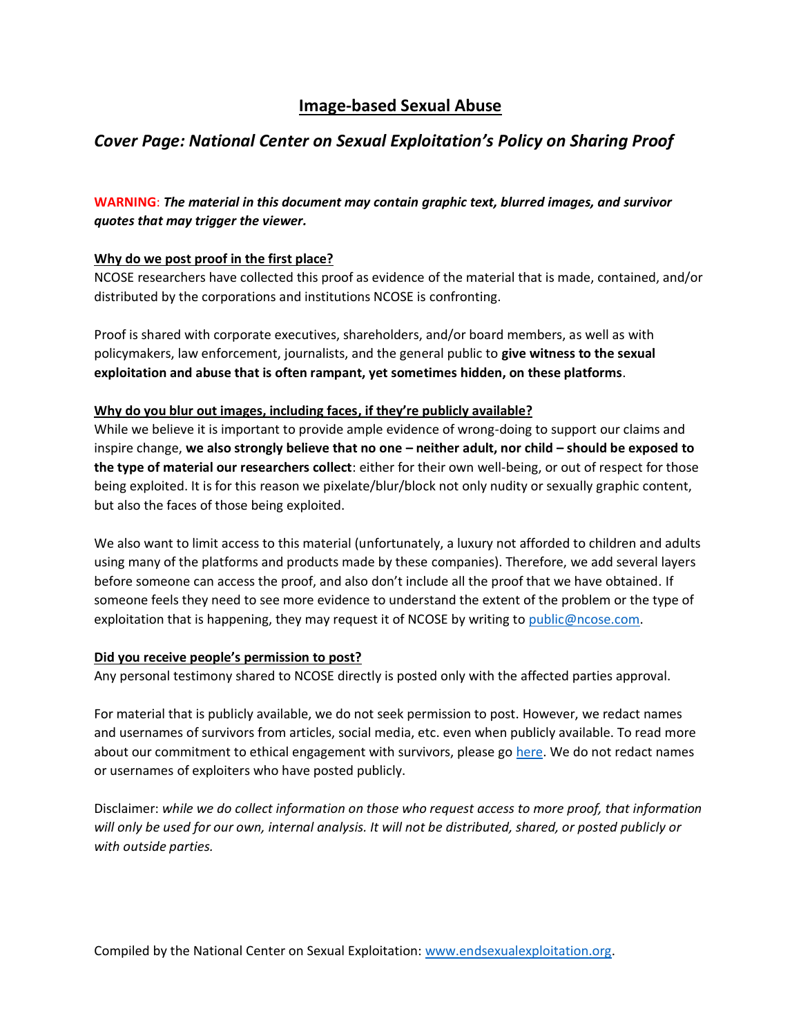# Image-based Sexual Abuse

## *Cover Page: National Center on Sexual Exploitation's Policy on Sharing Proof*

**WARNING**: ***The material in this document may contain graphic text, blurred images, and survivor quotes that may trigger the viewer.***

**Why do we post proof in the first place?**

NCOSE researchers have collected this proof as evidence of the material that is made, contained, and/or distributed by the corporations and institutions NCOSE is confronting.

Proof is shared with corporate executives, shareholders, and/or board members, as well as with policymakers, law enforcement, journalists, and the general public to **give witness to the sexual exploitation and abuse that is often rampant, yet sometimes hidden, on these platforms**.

**Why do you blur out images, including faces, if they're publicly available?**

While we believe it is important to provide ample evidence of wrong-doing to support our claims and inspire change, **we also strongly believe that no one – neither adult, nor child – should be exposed to the type of material our researchers collect**: either for their own well-being, or out of respect for those being exploited. It is for this reason we pixelate/blur/block not only nudity or sexually graphic content, but also the faces of those being exploited.

We also want to limit access to this material (unfortunately, a luxury not afforded to children and adults using many of the platforms and products made by these companies). Therefore, we add several layers before someone can access the proof, and also don't include all the proof that we have obtained. If someone feels they need to see more evidence to understand the extent of the problem or the type of exploitation that is happening, they may request it of NCOSE by writing to public@ncose.com.

**Did you receive people's permission to post?**

Any personal testimony shared to NCOSE directly is posted only with the affected parties approval.

For material that is publicly available, we do not seek permission to post. However, we redact names and usernames of survivors from articles, social media, etc. even when publicly available. To read more about our commitment to ethical engagement with survivors, please go here. We do not redact names or usernames of exploiters who have posted publicly.

Disclaimer: *while we do collect information on those who request access to more proof, that information will only be used for our own, internal analysis. It will not be distributed, shared, or posted publicly or with outside parties.*

Compiled by the National Center on Sexual Exploitation: www.endsexualexploitation.org.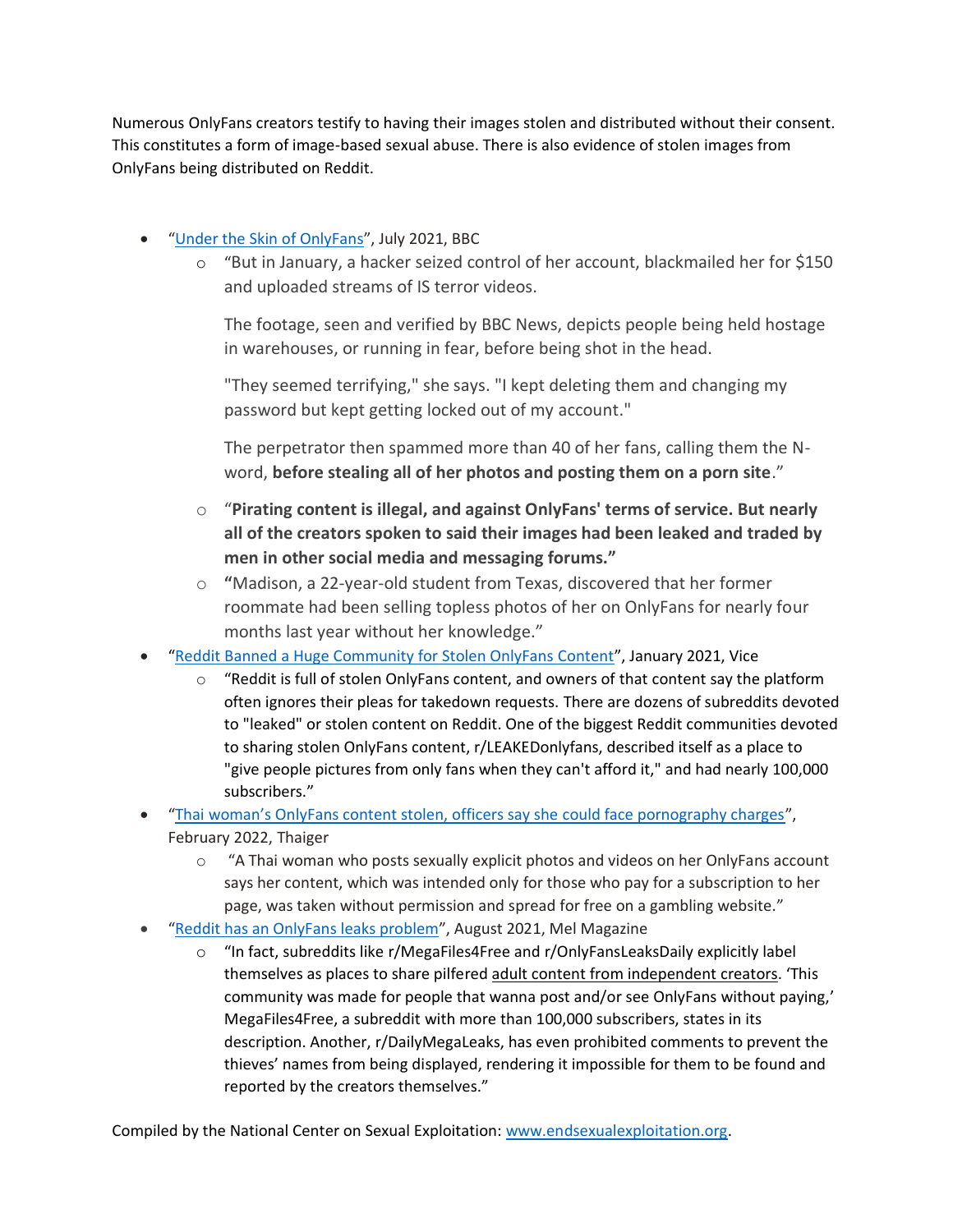Numerous OnlyFans creators testify to having their images stolen and distributed without their consent. This constitutes a form of image-based sexual abuse. There is also evidence of stolen images from OnlyFans being distributed on Reddit.

- "[Under the Skin of OnlyFans]()", July 2021, BBC
  - "But in January, a hacker seized control of her account, blackmailed her for $150 and uploaded streams of IS terror videos.

    The footage, seen and verified by BBC News, depicts people being held hostage in warehouses, or running in fear, before being shot in the head.

    "They seemed terrifying," she says. "I kept deleting them and changing my password but kept getting locked out of my account."

    The perpetrator then spammed more than 40 of her fans, calling them the N-word, **before stealing all of her photos and posting them on a porn site**."
  - "**Pirating content is illegal, and against OnlyFans' terms of service. But nearly all of the creators spoken to said their images had been leaked and traded by men in other social media and messaging forums.**"
  - "Madison, a 22-year-old student from Texas, discovered that her former roommate had been selling topless photos of her on OnlyFans for nearly four months last year without her knowledge."
- "[Reddit Banned a Huge Community for Stolen OnlyFans Content]()", January 2021, Vice
  - "Reddit is full of stolen OnlyFans content, and owners of that content say the platform often ignores their pleas for takedown requests. There are dozens of subreddits devoted to "leaked" or stolen content on Reddit. One of the biggest Reddit communities devoted to sharing stolen OnlyFans content, r/LEAKEDonlyfans, described itself as a place to "give people pictures from only fans when they can't afford it," and had nearly 100,000 subscribers."
- "[Thai woman's OnlyFans content stolen, officers say she could face pornography charges]()", February 2022, Thaiger
  - "A Thai woman who posts sexually explicit photos and videos on her OnlyFans account says her content, which was intended only for those who pay for a subscription to her page, was taken without permission and spread for free on a gambling website."
- "[Reddit has an OnlyFans leaks problem]()", August 2021, Mel Magazine
  - "In fact, subreddits like r/MegaFiles4Free and r/OnlyFansLeaksDaily explicitly label themselves as places to share pilfered adult content from independent creators. 'This community was made for people that wanna post and/or see OnlyFans without paying,' MegaFiles4Free, a subreddit with more than 100,000 subscribers, states in its description. Another, r/DailyMegaLeaks, has even prohibited comments to prevent the thieves' names from being displayed, rendering it impossible for them to be found and reported by the creators themselves."

Compiled by the National Center on Sexual Exploitation: [www.endsexualexploitation.org](www.endsexualexploitation.org).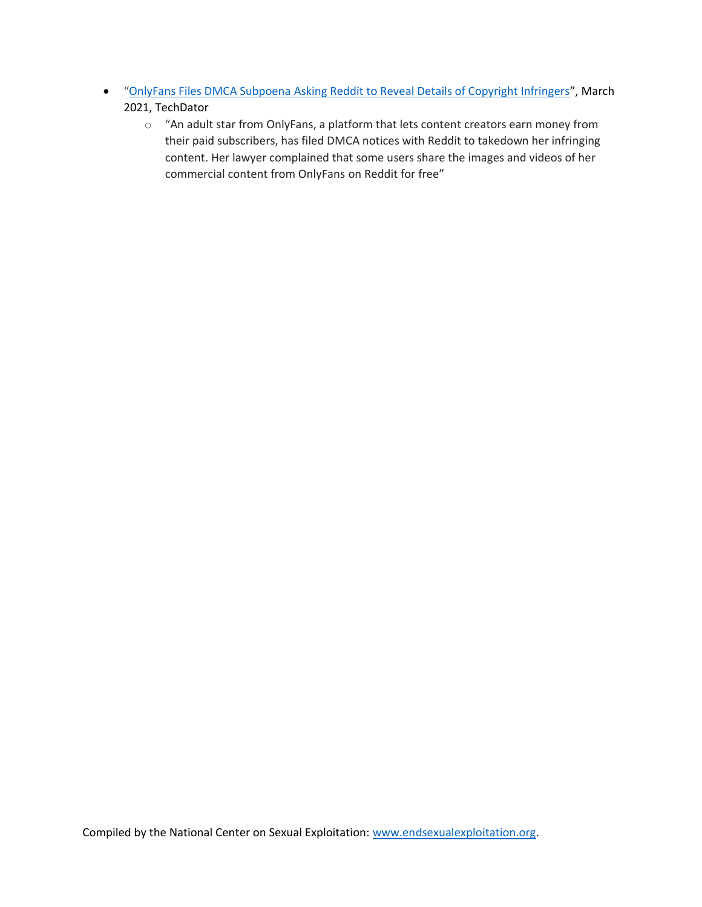- "OnlyFans Files DMCA Subpoena Asking Reddit to Reveal Details of Copyright Infringers", March 2021, TechDator
    - "An adult star from OnlyFans, a platform that lets content creators earn money from their paid subscribers, has filed DMCA notices with Reddit to takedown her infringing content. Her lawyer complained that some users share the images and videos of her commercial content from OnlyFans on Reddit for free"